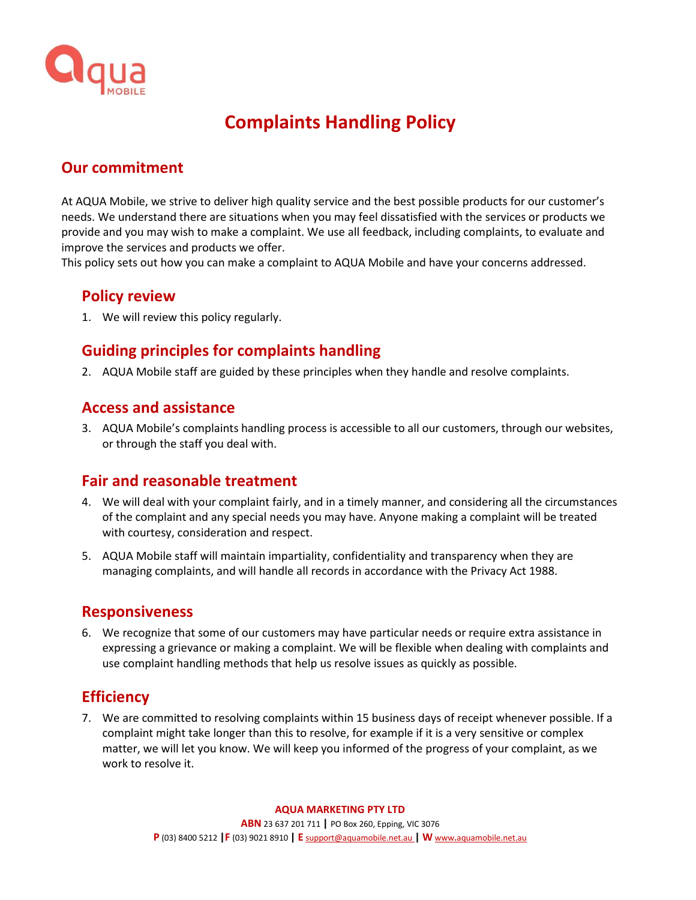# Complaints Handling Policy

## Our commitment

At AQUA Mobile, we strive to deliver high quality service and the best possible products for our customer's needs. We understand there are situations when you may feel dissatisfied with the services or products we provide and you may wish to make a complaint. We use all feedback, including complaints, to evaluate and improve the services and products we offer.

This policy sets out how you can make a complaint to AQUA Mobile and have your concerns addressed.

### Policy review

1. We will review this policy regularly.

### Guiding principles for complaints handling

2. AQUA Mobile staff are guided by these principles when they handle and resolve complaints.

### Access and assistance

3. AQUA Mobile's complaints handling process is accessible to all our customers, through our websites, or through the staff you deal with.

### Fair and reasonable treatment

4. We will deal with your complaint fairly, and in a timely manner, and considering all the circumstances of the complaint and any special needs you may have. Anyone making a complaint will be treated with courtesy, consideration and respect.
5. AQUA Mobile staff will maintain impartiality, confidentiality and transparency when they are managing complaints, and will handle all records in accordance with the Privacy Act 1988.

### Responsiveness

6. We recognize that some of our customers may have particular needs or require extra assistance in expressing a grievance or making a complaint. We will be flexible when dealing with complaints and use complaint handling methods that help us resolve issues as quickly as possible.

### Efficiency

7. We are committed to resolving complaints within 15 business days of receipt whenever possible. If a complaint might take longer than this to resolve, for example if it is a very sensitive or complex matter, we will let you know. We will keep you informed of the progress of your complaint, as we work to resolve it.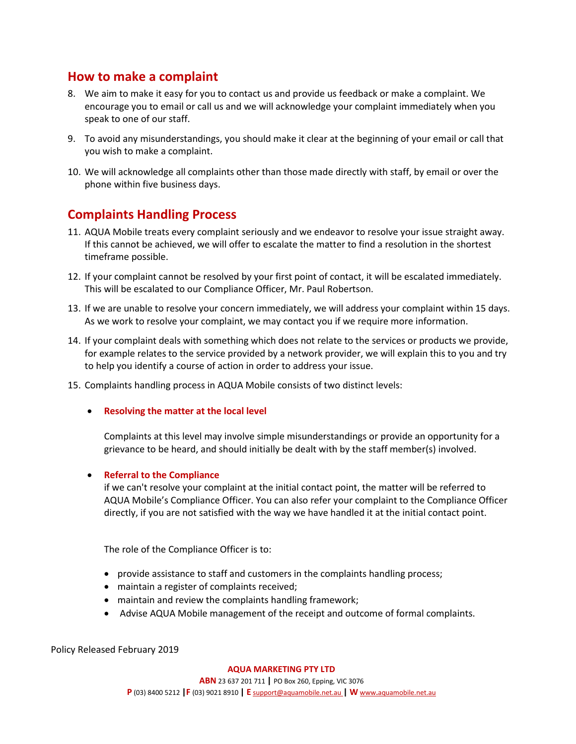## How to make a complaint

8. We aim to make it easy for you to contact us and provide us feedback or make a complaint. We encourage you to email or call us and we will acknowledge your complaint immediately when you speak to one of our staff.

9. To avoid any misunderstandings, you should make it clear at the beginning of your email or call that you wish to make a complaint.

10. We will acknowledge all complaints other than those made directly with staff, by email or over the phone within five business days.

## Complaints Handling Process

11. AQUA Mobile treats every complaint seriously and we endeavor to resolve your issue straight away. If this cannot be achieved, we will offer to escalate the matter to find a resolution in the shortest timeframe possible.

12. If your complaint cannot be resolved by your first point of contact, it will be escalated immediately. This will be escalated to our Compliance Officer, Mr. Paul Robertson.

13. If we are unable to resolve your concern immediately, we will address your complaint within 15 days. As we work to resolve your complaint, we may contact you if we require more information.

14. If your complaint deals with something which does not relate to the services or products we provide, for example relates to the service provided by a network provider, we will explain this to you and try to help you identify a course of action in order to address your issue.

15. Complaints handling process in AQUA Mobile consists of two distinct levels:

    - **Resolving the matter at the local level**

      Complaints at this level may involve simple misunderstandings or provide an opportunity for a grievance to be heard, and should initially be dealt with by the staff member(s) involved.

    - **Referral to the Compliance**

      if we can't resolve your complaint at the initial contact point, the matter will be referred to AQUA Mobile's Compliance Officer. You can also refer your complaint to the Compliance Officer directly, if you are not satisfied with the way we have handled it at the initial contact point.

      The role of the Compliance Officer is to:

      - provide assistance to staff and customers in the complaints handling process;
      - maintain a register of complaints received;
      - maintain and review the complaints handling framework;
      - Advise AQUA Mobile management of the receipt and outcome of formal complaints.

Policy Released February 2019

**AQUA MARKETING PTY LTD**

**ABN** 23 637 201 711 | PO Box 260, Epping, VIC 3076

**P** (03) 8400 5212 | **F** (03) 9021 8910 | **E** support@aquamobile.net.au | **W** www.aquamobile.net.au